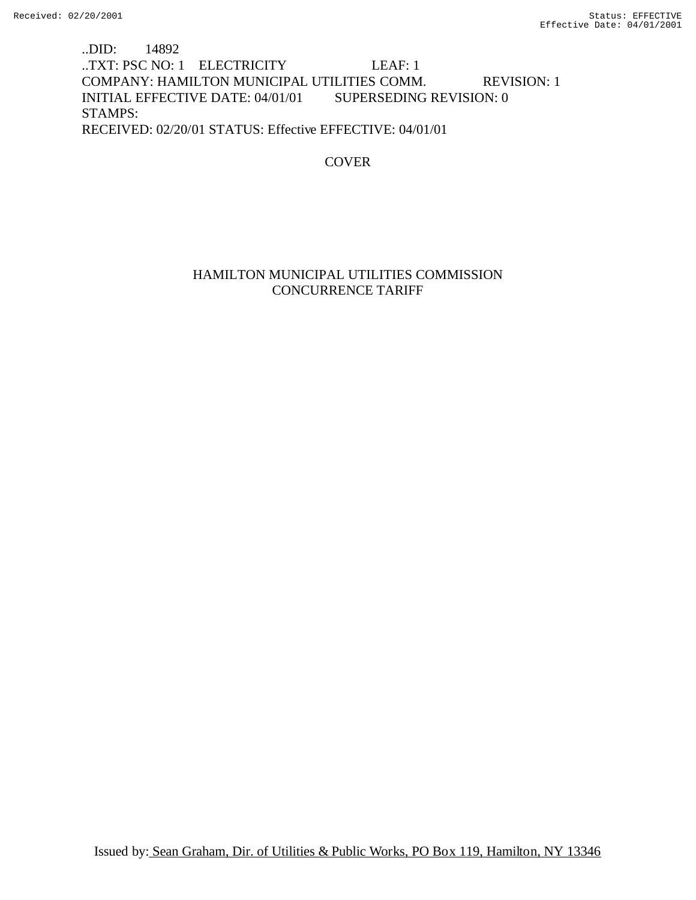..DID: 14892
..TXT: PSC NO: 1 ELECTRICITY LEAF: 1
COMPANY: HAMILTON MUNICIPAL UTILITIES COMM. REVISION: 1
INITIAL EFFECTIVE DATE: 04/01/01 SUPERSEDING REVISION: 0
STAMPS:
RECEIVED: 02/20/01 STATUS: Effective EFFECTIVE: 04/01/01

COVER

# HAMILTON MUNICIPAL UTILITIES COMMISSION
# CONCURRENCE TARIFF

Issued by: Sean Graham, Dir. of Utilities & Public Works, PO Box 119, Hamilton, NY 13346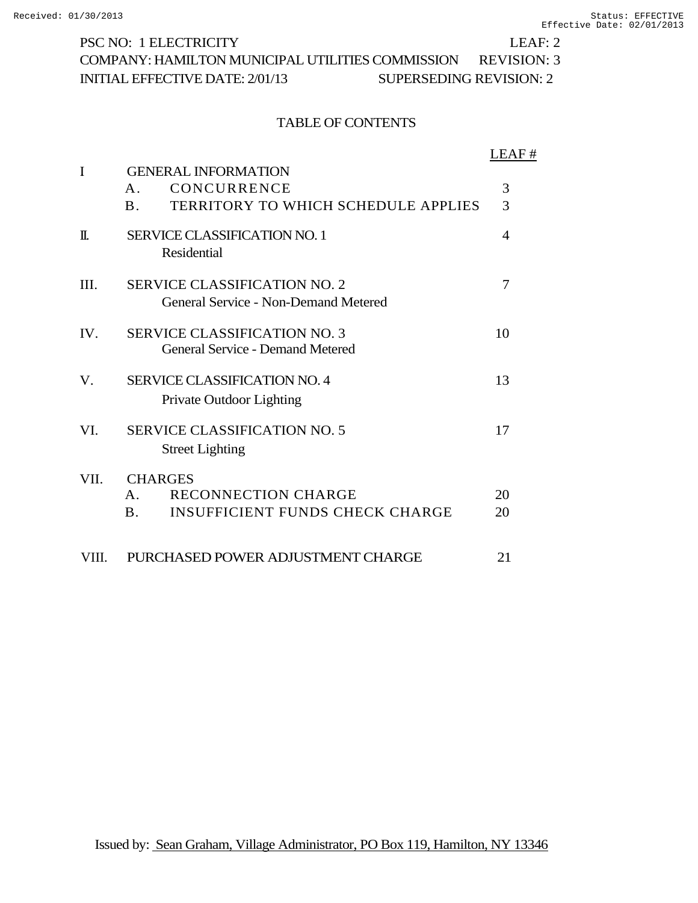PSC NO: 1 ELECTRICITY LEAF: 2
COMPANY: HAMILTON MUNICIPAL UTILITIES COMMISSION REVISION: 3
INITIAL EFFECTIVE DATE: 2/01/13 SUPERSEDING REVISION: 2

# TABLE OF CONTENTS

| | | LEAF # |
|---|---|---|
| I | GENERAL INFORMATION | |
| | A. CONCURRENCE | 3 |
| | B. TERRITORY TO WHICH SCHEDULE APPLIES | 3 |
| II. | SERVICE CLASSIFICATION NO. 1<br>Residential | 4 |
| III. | SERVICE CLASSIFICATION NO. 2<br>General Service - Non-Demand Metered | 7 |
| IV. | SERVICE CLASSIFICATION NO. 3<br>General Service - Demand Metered | 10 |
| V. | SERVICE CLASSIFICATION NO. 4<br>Private Outdoor Lighting | 13 |
| VI. | SERVICE CLASSIFICATION NO. 5<br>Street Lighting | 17 |
| VII. | CHARGES | |
| | A. RECONNECTION CHARGE | 20 |
| | B. INSUFFICIENT FUNDS CHECK CHARGE | 20 |
| VIII. | PURCHASED POWER ADJUSTMENT CHARGE | 21 |

Issued by: Sean Graham, Village Administrator, PO Box 119, Hamilton, NY 13346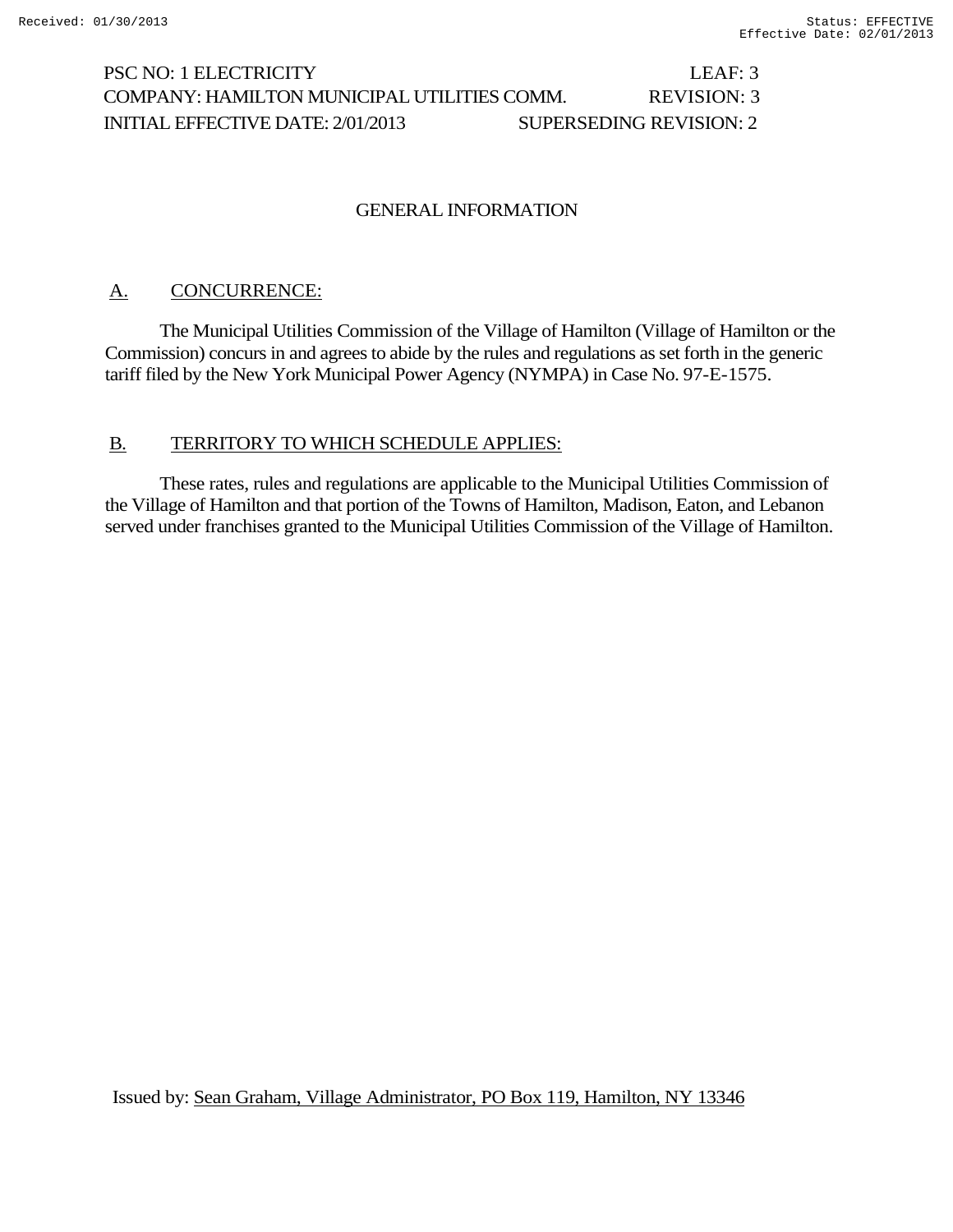PSC NO: 1 ELECTRICITY LEAF: 3
COMPANY: HAMILTON MUNICIPAL UTILITIES COMM. REVISION: 3
INITIAL EFFECTIVE DATE: 2/01/2013 SUPERSEDING REVISION: 2

## GENERAL INFORMATION

### A. CONCURRENCE:

The Municipal Utilities Commission of the Village of Hamilton (Village of Hamilton or the Commission) concurs in and agrees to abide by the rules and regulations as set forth in the generic tariff filed by the New York Municipal Power Agency (NYMPA) in Case No. 97-E-1575.

### B. TERRITORY TO WHICH SCHEDULE APPLIES:

These rates, rules and regulations are applicable to the Municipal Utilities Commission of the Village of Hamilton and that portion of the Towns of Hamilton, Madison, Eaton, and Lebanon served under franchises granted to the Municipal Utilities Commission of the Village of Hamilton.

Issued by: Sean Graham, Village Administrator, PO Box 119, Hamilton, NY 13346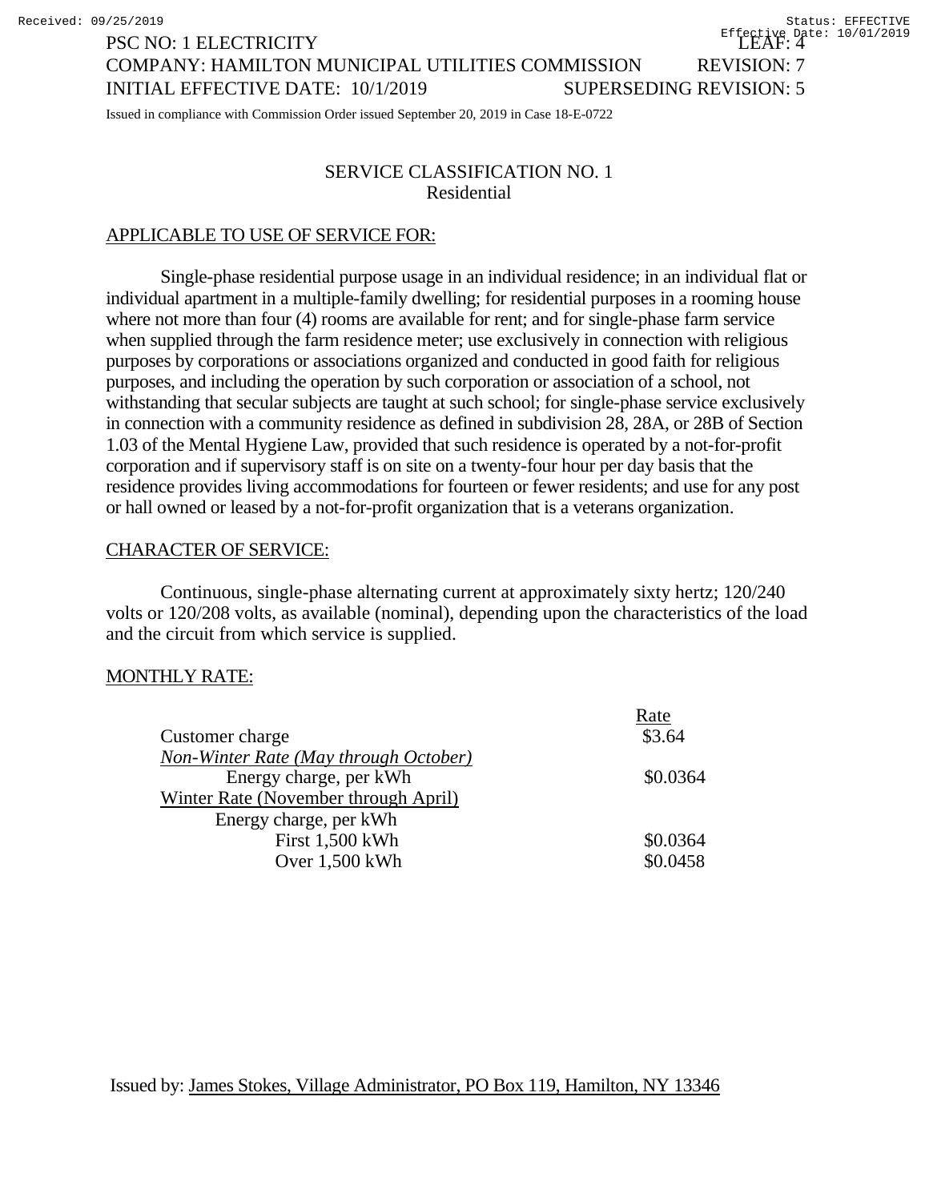PSC NO: 1 ELECTRICITY LEAF: 4
COMPANY: HAMILTON MUNICIPAL UTILITIES COMMISSION REVISION: 7
INITIAL EFFECTIVE DATE: 10/1/2019 SUPERSEDING REVISION: 5

Issued in compliance with Commission Order issued September 20, 2019 in Case 18-E-0722

## SERVICE CLASSIFICATION NO. 1
### Residential

APPLICABLE TO USE OF SERVICE FOR:

Single-phase residential purpose usage in an individual residence; in an individual flat or individual apartment in a multiple-family dwelling; for residential purposes in a rooming house where not more than four (4) rooms are available for rent; and for single-phase farm service when supplied through the farm residence meter; use exclusively in connection with religious purposes by corporations or associations organized and conducted in good faith for religious purposes, and including the operation by such corporation or association of a school, not withstanding that secular subjects are taught at such school; for single-phase service exclusively in connection with a community residence as defined in subdivision 28, 28A, or 28B of Section 1.03 of the Mental Hygiene Law, provided that such residence is operated by a not-for-profit corporation and if supervisory staff is on site on a twenty-four hour per day basis that the residence provides living accommodations for fourteen or fewer residents; and use for any post or hall owned or leased by a not-for-profit organization that is a veterans organization.

CHARACTER OF SERVICE:

Continuous, single-phase alternating current at approximately sixty hertz; 120/240 volts or 120/208 volts, as available (nominal), depending upon the characteristics of the load and the circuit from which service is supplied.

MONTHLY RATE:

| | Rate |
|---|---|
| Customer charge | $3.64 |
| *Non-Winter Rate (May through October)* | |
| Energy charge, per kWh | $0.0364 |
| Winter Rate (November through April) | |
| Energy charge, per kWh | |
| First 1,500 kWh | $0.0364 |
| Over 1,500 kWh | $0.0458 |

Issued by: James Stokes, Village Administrator, PO Box 119, Hamilton, NY 13346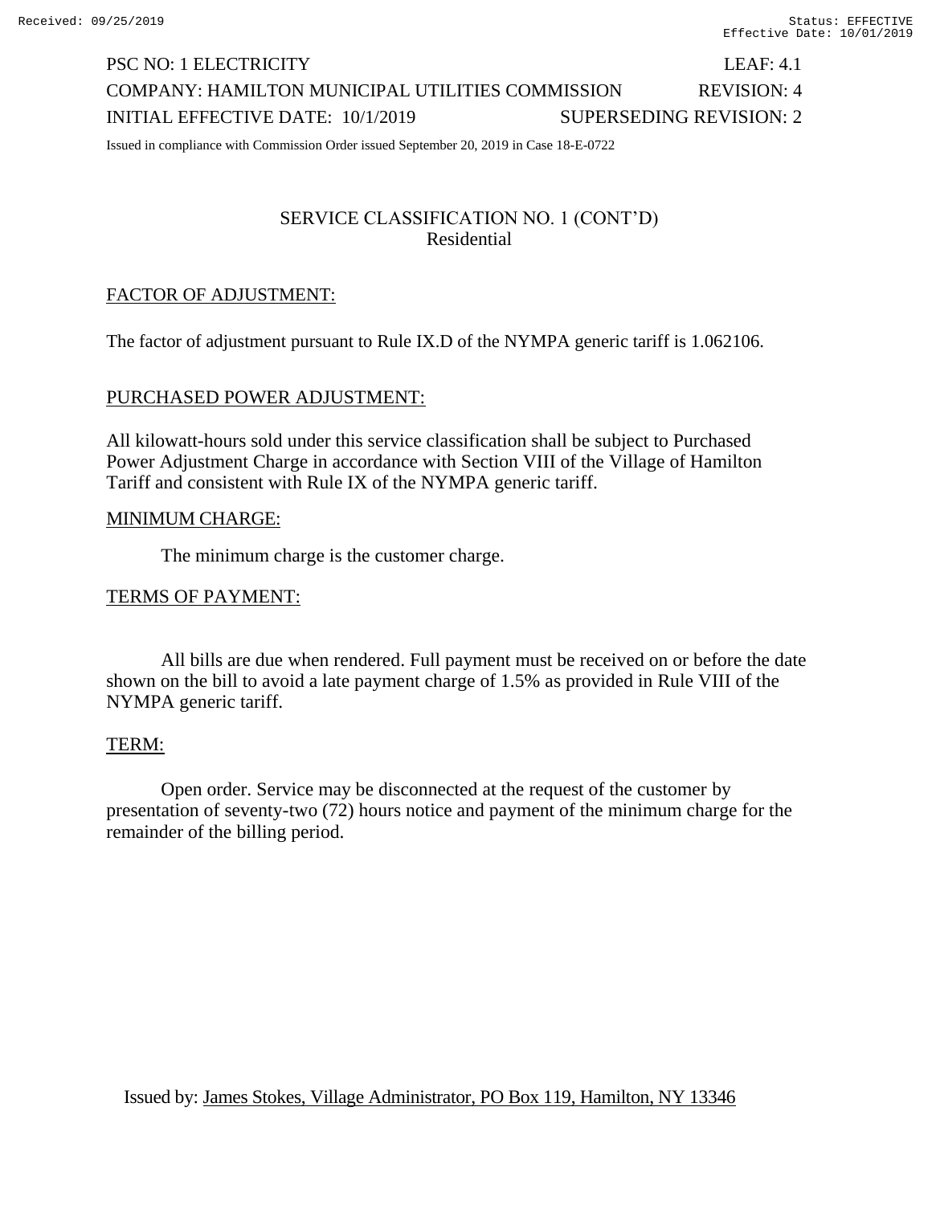PSC NO: 1 ELECTRICITY LEAF: 4.1

COMPANY: HAMILTON MUNICIPAL UTILITIES COMMISSION REVISION: 4

INITIAL EFFECTIVE DATE: 10/1/2019 SUPERSEDING REVISION: 2

Issued in compliance with Commission Order issued September 20, 2019 in Case 18-E-0722

## SERVICE CLASSIFICATION NO. 1 (CONT'D)
## Residential

FACTOR OF ADJUSTMENT:

The factor of adjustment pursuant to Rule IX.D of the NYMPA generic tariff is 1.062106.

PURCHASED POWER ADJUSTMENT:

All kilowatt-hours sold under this service classification shall be subject to Purchased Power Adjustment Charge in accordance with Section VIII of the Village of Hamilton Tariff and consistent with Rule IX of the NYMPA generic tariff.

MINIMUM CHARGE:

The minimum charge is the customer charge.

TERMS OF PAYMENT:

All bills are due when rendered. Full payment must be received on or before the date shown on the bill to avoid a late payment charge of 1.5% as provided in Rule VIII of the NYMPA generic tariff.

TERM:

Open order. Service may be disconnected at the request of the customer by presentation of seventy-two (72) hours notice and payment of the minimum charge for the remainder of the billing period.

Issued by: James Stokes, Village Administrator, PO Box 119, Hamilton, NY 13346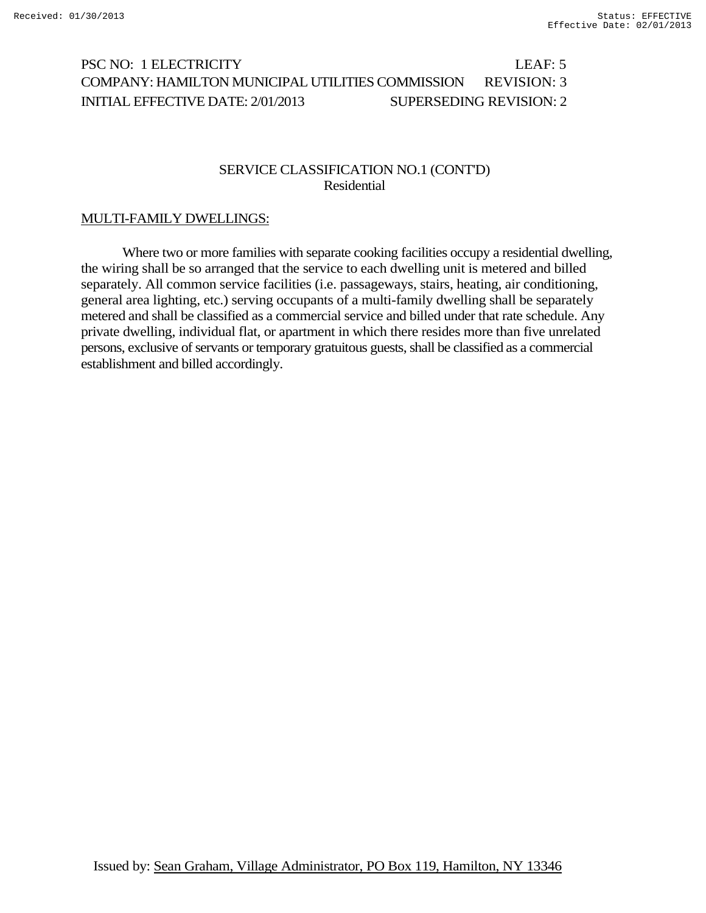PSC NO: 1 ELECTRICITY LEAF: 5
COMPANY: HAMILTON MUNICIPAL UTILITIES COMMISSION REVISION: 3
INITIAL EFFECTIVE DATE: 2/01/2013 SUPERSEDING REVISION: 2

## SERVICE CLASSIFICATION NO.1 (CONT'D)
### Residential

MULTI-FAMILY DWELLINGS:

Where two or more families with separate cooking facilities occupy a residential dwelling, the wiring shall be so arranged that the service to each dwelling unit is metered and billed separately. All common service facilities (i.e. passageways, stairs, heating, air conditioning, general area lighting, etc.) serving occupants of a multi-family dwelling shall be separately metered and shall be classified as a commercial service and billed under that rate schedule. Any private dwelling, individual flat, or apartment in which there resides more than five unrelated persons, exclusive of servants or temporary gratuitous guests, shall be classified as a commercial establishment and billed accordingly.

Issued by: Sean Graham, Village Administrator, PO Box 119, Hamilton, NY 13346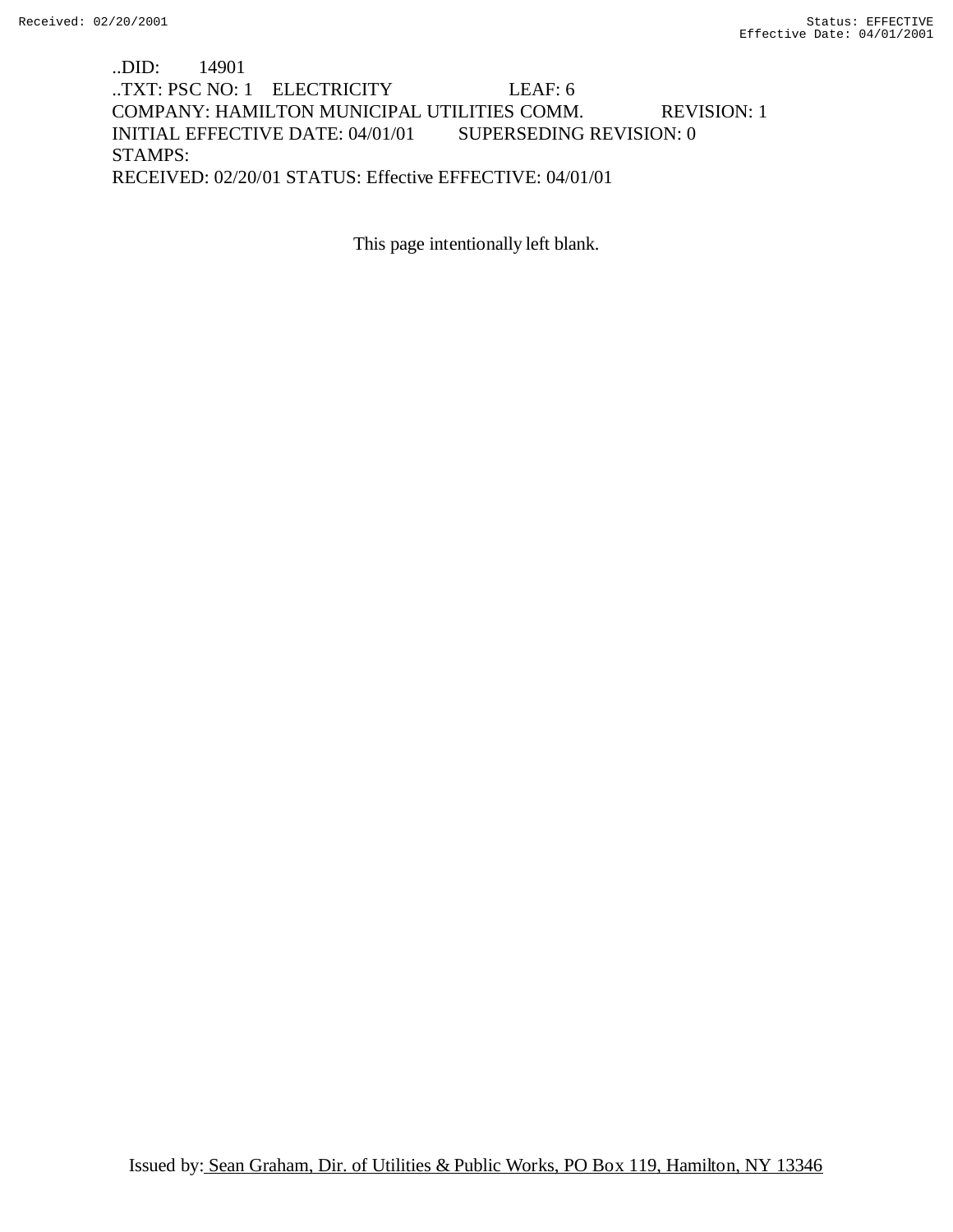..DID: 14901
..TXT: PSC NO: 1 ELECTRICITY LEAF: 6
COMPANY: HAMILTON MUNICIPAL UTILITIES COMM. REVISION: 1
INITIAL EFFECTIVE DATE: 04/01/01 SUPERSEDING REVISION: 0
STAMPS:
RECEIVED: 02/20/01 STATUS: Effective EFFECTIVE: 04/01/01

This page intentionally left blank.

Issued by: Sean Graham, Dir. of Utilities & Public Works, PO Box 119, Hamilton, NY 13346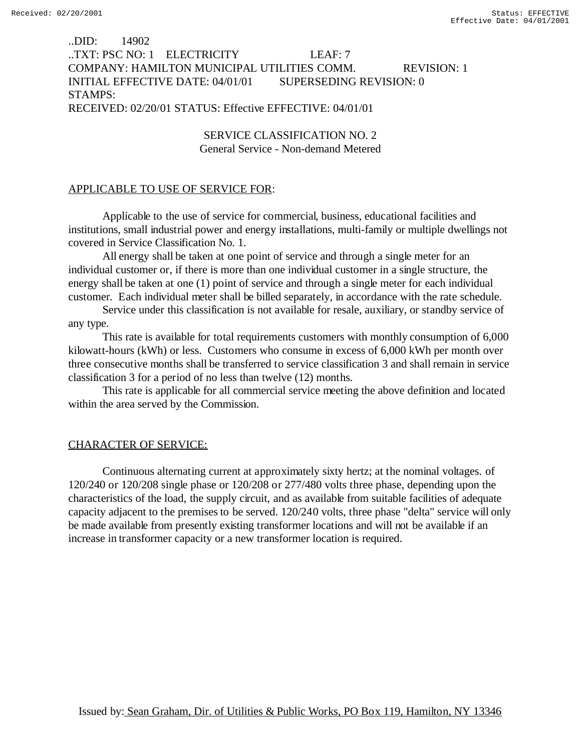..DID: 14902
..TXT: PSC NO: 1 ELECTRICITY LEAF: 7
COMPANY: HAMILTON MUNICIPAL UTILITIES COMM. REVISION: 1
INITIAL EFFECTIVE DATE: 04/01/01 SUPERSEDING REVISION: 0
STAMPS:
RECEIVED: 02/20/01 STATUS: Effective EFFECTIVE: 04/01/01

SERVICE CLASSIFICATION NO. 2
General Service - Non-demand Metered

APPLICABLE TO USE OF SERVICE FOR:

Applicable to the use of service for commercial, business, educational facilities and institutions, small industrial power and energy installations, multi-family or multiple dwellings not covered in Service Classification No. 1.

All energy shall be taken at one point of service and through a single meter for an individual customer or, if there is more than one individual customer in a single structure, the energy shall be taken at one (1) point of service and through a single meter for each individual customer. Each individual meter shall be billed separately, in accordance with the rate schedule.

Service under this classification is not available for resale, auxiliary, or standby service of any type.

This rate is available for total requirements customers with monthly consumption of 6,000 kilowatt-hours (kWh) or less. Customers who consume in excess of 6,000 kWh per month over three consecutive months shall be transferred to service classification 3 and shall remain in service classification 3 for a period of no less than twelve (12) months.

This rate is applicable for all commercial service meeting the above definition and located within the area served by the Commission.

CHARACTER OF SERVICE:

Continuous alternating current at approximately sixty hertz; at the nominal voltages. of 120/240 or 120/208 single phase or 120/208 or 277/480 volts three phase, depending upon the characteristics of the load, the supply circuit, and as available from suitable facilities of adequate capacity adjacent to the premises to be served. 120/240 volts, three phase "delta" service will only be made available from presently existing transformer locations and will not be available if an increase in transformer capacity or a new transformer location is required.

Issued by: Sean Graham, Dir. of Utilities & Public Works, PO Box 119, Hamilton, NY 13346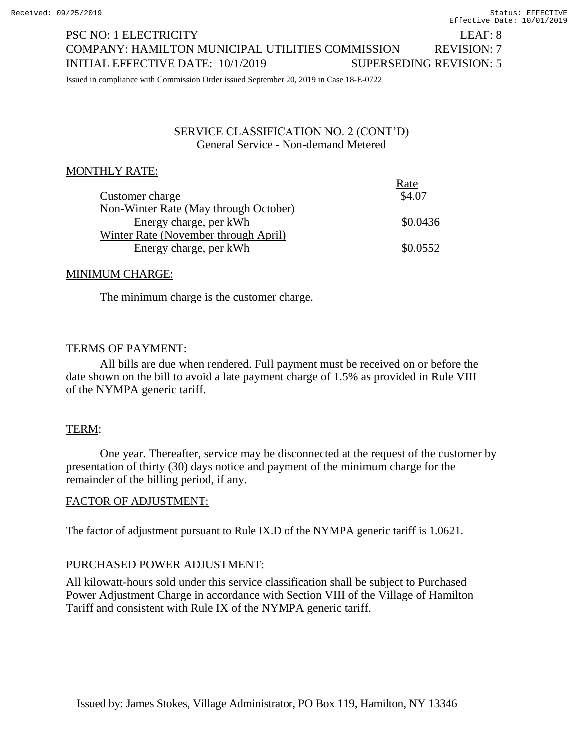PSC NO: 1 ELECTRICITY LEAF: 8
COMPANY: HAMILTON MUNICIPAL UTILITIES COMMISSION REVISION: 7
INITIAL EFFECTIVE DATE: 10/1/2019 SUPERSEDING REVISION: 5

Issued in compliance with Commission Order issued September 20, 2019 in Case 18-E-0722

## SERVICE CLASSIFICATION NO. 2 (CONT'D)
### General Service - Non-demand Metered

MONTHLY RATE:

| | Rate |
|---|---|
| Customer charge | \$4.07 |
| Non-Winter Rate (May through October) | |
| Energy charge, per kWh | \$0.0436 |
| Winter Rate (November through April) | |
| Energy charge, per kWh | \$0.0552 |

MINIMUM CHARGE:

The minimum charge is the customer charge.

TERMS OF PAYMENT:

All bills are due when rendered. Full payment must be received on or before the date shown on the bill to avoid a late payment charge of 1.5% as provided in Rule VIII of the NYMPA generic tariff.

TERM:

One year. Thereafter, service may be disconnected at the request of the customer by presentation of thirty (30) days notice and payment of the minimum charge for the remainder of the billing period, if any.

FACTOR OF ADJUSTMENT:

The factor of adjustment pursuant to Rule IX.D of the NYMPA generic tariff is 1.0621.

PURCHASED POWER ADJUSTMENT:

All kilowatt-hours sold under this service classification shall be subject to Purchased Power Adjustment Charge in accordance with Section VIII of the Village of Hamilton Tariff and consistent with Rule IX of the NYMPA generic tariff.

Issued by: James Stokes, Village Administrator, PO Box 119, Hamilton, NY 13346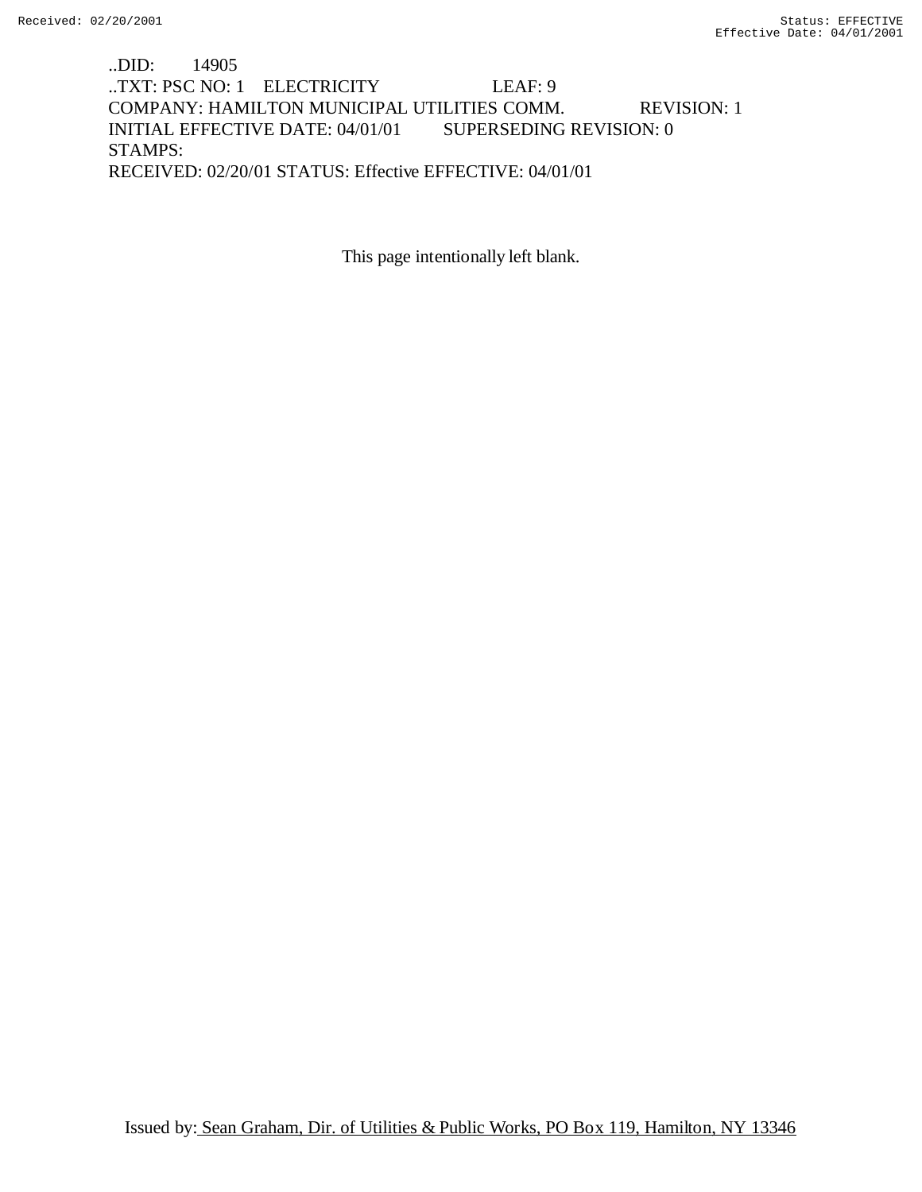..DID: 14905
..TXT: PSC NO: 1 ELECTRICITY LEAF: 9
COMPANY: HAMILTON MUNICIPAL UTILITIES COMM. REVISION: 1
INITIAL EFFECTIVE DATE: 04/01/01 SUPERSEDING REVISION: 0
STAMPS:
RECEIVED: 02/20/01 STATUS: Effective EFFECTIVE: 04/01/01

This page intentionally left blank.

Issued by: Sean Graham, Dir. of Utilities & Public Works, PO Box 119, Hamilton, NY 13346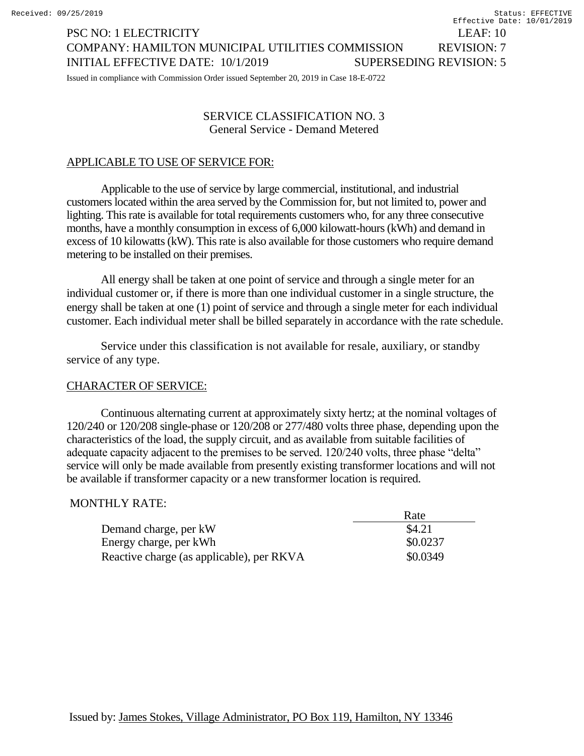PSC NO: 1 ELECTRICITY LEAF: 10
COMPANY: HAMILTON MUNICIPAL UTILITIES COMMISSION REVISION: 7
INITIAL EFFECTIVE DATE: 10/1/2019 SUPERSEDING REVISION: 5

Issued in compliance with Commission Order issued September 20, 2019 in Case 18-E-0722

## SERVICE CLASSIFICATION NO. 3
### General Service - Demand Metered

### APPLICABLE TO USE OF SERVICE FOR:

Applicable to the use of service by large commercial, institutional, and industrial customers located within the area served by the Commission for, but not limited to, power and lighting. This rate is available for total requirements customers who, for any three consecutive months, have a monthly consumption in excess of 6,000 kilowatt-hours (kWh) and demand in excess of 10 kilowatts (kW). This rate is also available for those customers who require demand metering to be installed on their premises.

All energy shall be taken at one point of service and through a single meter for an individual customer or, if there is more than one individual customer in a single structure, the energy shall be taken at one (1) point of service and through a single meter for each individual customer. Each individual meter shall be billed separately in accordance with the rate schedule.

Service under this classification is not available for resale, auxiliary, or standby service of any type.

### CHARACTER OF SERVICE:

Continuous alternating current at approximately sixty hertz; at the nominal voltages of 120/240 or 120/208 single-phase or 120/208 or 277/480 volts three phase, depending upon the characteristics of the load, the supply circuit, and as available from suitable facilities of adequate capacity adjacent to the premises to be served. 120/240 volts, three phase “delta” service will only be made available from presently existing transformer locations and will not be available if transformer capacity or a new transformer location is required.

### MONTHLY RATE:

| | Rate |
|---|---|
| Demand charge, per kW | $4.21 |
| Energy charge, per kWh | $0.0237 |
| Reactive charge (as applicable), per RKVA | $0.0349 |

Issued by: James Stokes, Village Administrator, PO Box 119, Hamilton, NY 13346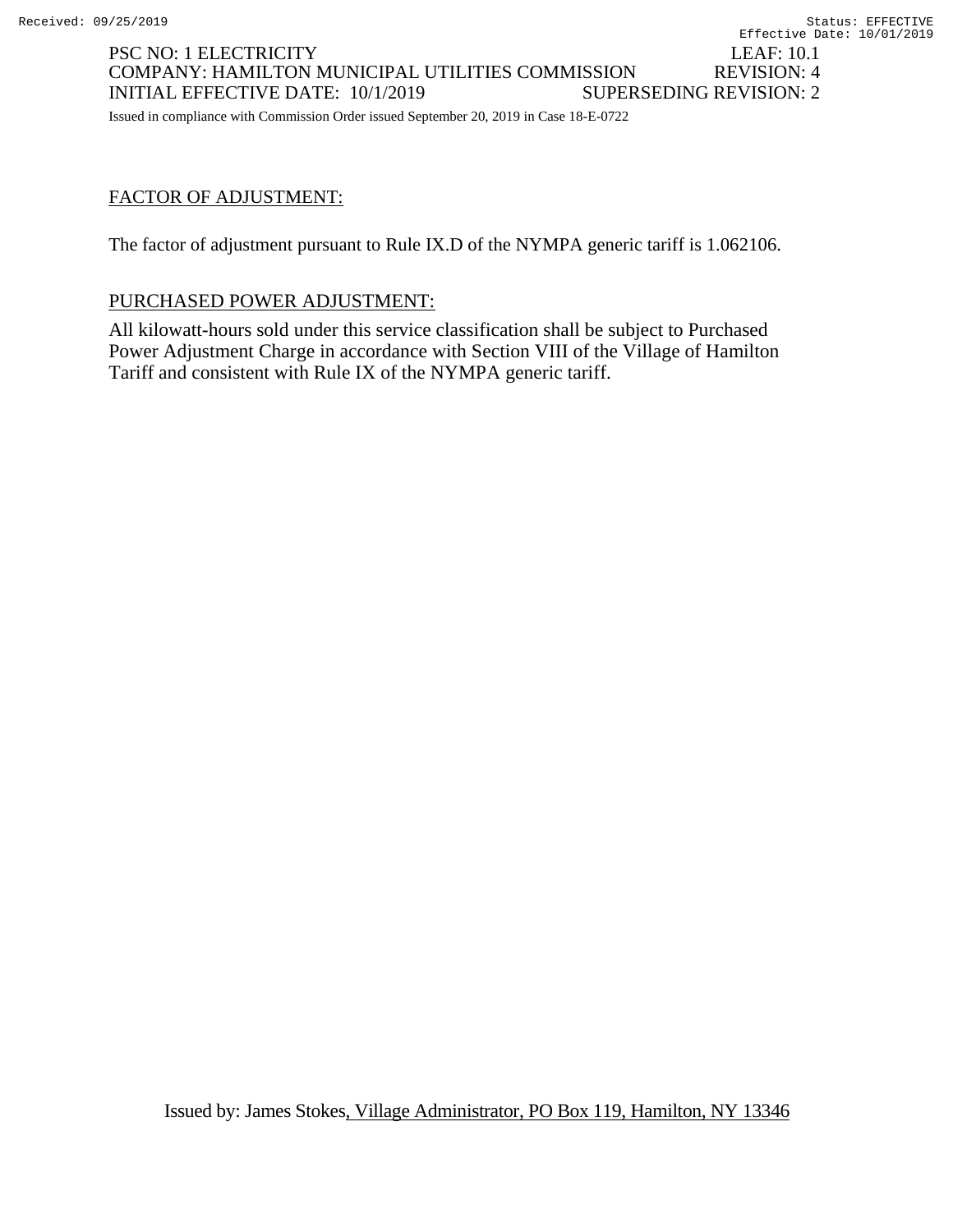PSC NO: 1 ELECTRICITY LEAF: 10.1
COMPANY: HAMILTON MUNICIPAL UTILITIES COMMISSION REVISION: 4
INITIAL EFFECTIVE DATE: 10/1/2019 SUPERSEDING REVISION: 2

Issued in compliance with Commission Order issued September 20, 2019 in Case 18-E-0722

## FACTOR OF ADJUSTMENT:

The factor of adjustment pursuant to Rule IX.D of the NYMPA generic tariff is 1.062106.

## PURCHASED POWER ADJUSTMENT:

All kilowatt-hours sold under this service classification shall be subject to Purchased Power Adjustment Charge in accordance with Section VIII of the Village of Hamilton Tariff and consistent with Rule IX of the NYMPA generic tariff.

Issued by: James Stokes, Village Administrator, PO Box 119, Hamilton, NY 13346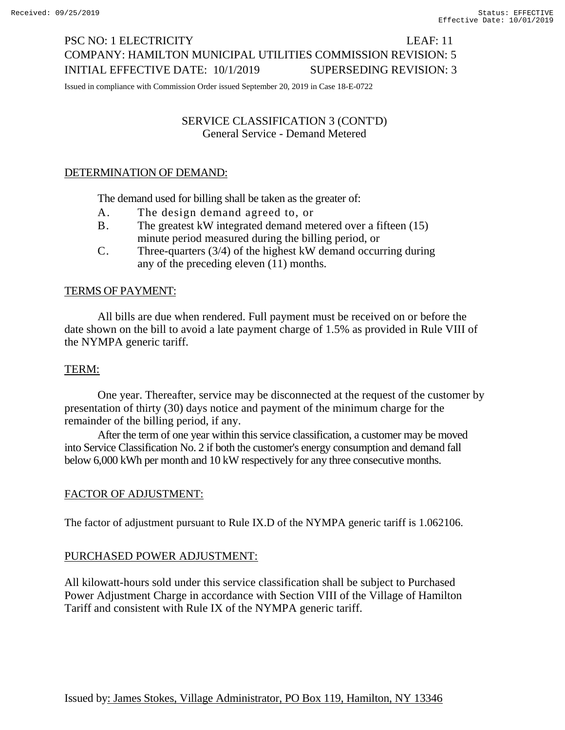PSC NO: 1 ELECTRICITY LEAF: 11
COMPANY: HAMILTON MUNICIPAL UTILITIES COMMISSION REVISION: 5
INITIAL EFFECTIVE DATE: 10/1/2019 SUPERSEDING REVISION: 3

Issued in compliance with Commission Order issued September 20, 2019 in Case 18-E-0722

SERVICE CLASSIFICATION 3 (CONT'D)
General Service - Demand Metered

## DETERMINATION OF DEMAND:

The demand used for billing shall be taken as the greater of:

A. The design demand agreed to, or
B. The greatest kW integrated demand metered over a fifteen (15) minute period measured during the billing period, or
C. Three-quarters (3/4) of the highest kW demand occurring during any of the preceding eleven (11) months.

## TERMS OF PAYMENT:

All bills are due when rendered. Full payment must be received on or before the date shown on the bill to avoid a late payment charge of 1.5% as provided in Rule VIII of the NYMPA generic tariff.

## TERM:

One year. Thereafter, service may be disconnected at the request of the customer by presentation of thirty (30) days notice and payment of the minimum charge for the remainder of the billing period, if any.

After the term of one year within this service classification, a customer may be moved into Service Classification No. 2 if both the customer's energy consumption and demand fall below 6,000 kWh per month and 10 kW respectively for any three consecutive months.

## FACTOR OF ADJUSTMENT:

The factor of adjustment pursuant to Rule IX.D of the NYMPA generic tariff is 1.062106.

## PURCHASED POWER ADJUSTMENT:

All kilowatt-hours sold under this service classification shall be subject to Purchased Power Adjustment Charge in accordance with Section VIII of the Village of Hamilton Tariff and consistent with Rule IX of the NYMPA generic tariff.

Issued by: James Stokes, Village Administrator, PO Box 119, Hamilton, NY 13346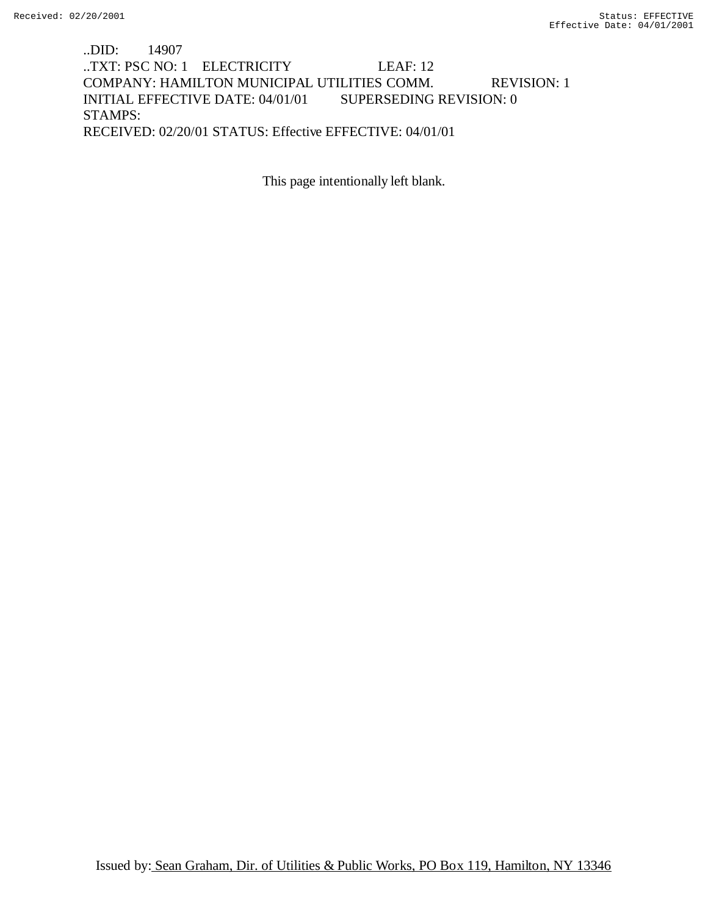..DID: 14907
..TXT: PSC NO: 1 ELECTRICITY LEAF: 12
COMPANY: HAMILTON MUNICIPAL UTILITIES COMM. REVISION: 1
INITIAL EFFECTIVE DATE: 04/01/01 SUPERSEDING REVISION: 0
STAMPS:
RECEIVED: 02/20/01 STATUS: Effective EFFECTIVE: 04/01/01

This page intentionally left blank.

Issued by: Sean Graham, Dir. of Utilities & Public Works, PO Box 119, Hamilton, NY 13346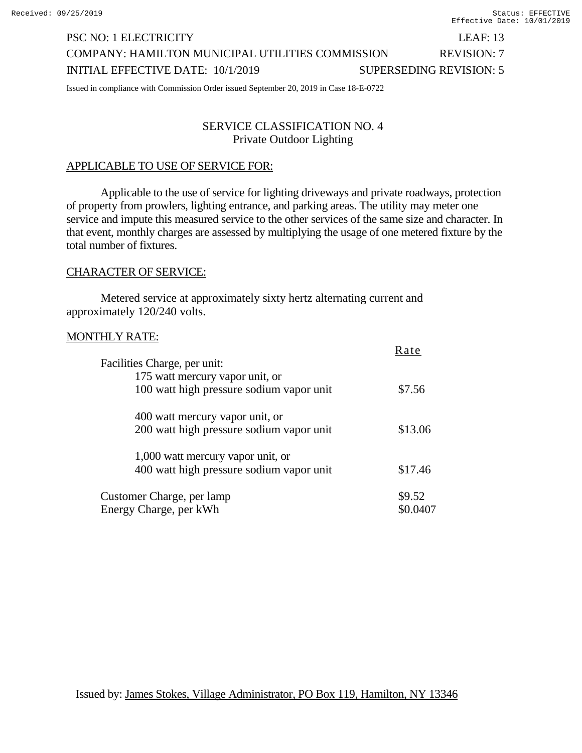PSC NO: 1 ELECTRICITY — LEAF: 13
COMPANY: HAMILTON MUNICIPAL UTILITIES COMMISSION — REVISION: 7
INITIAL EFFECTIVE DATE: 10/1/2019 — SUPERSEDING REVISION: 5

Issued in compliance with Commission Order issued September 20, 2019 in Case 18-E-0722

## SERVICE CLASSIFICATION NO. 4
### Private Outdoor Lighting

APPLICABLE TO USE OF SERVICE FOR:

Applicable to the use of service for lighting driveways and private roadways, protection of property from prowlers, lighting entrance, and parking areas. The utility may meter one service and impute this measured service to the other services of the same size and character. In that event, monthly charges are assessed by multiplying the usage of one metered fixture by the total number of fixtures.

CHARACTER OF SERVICE:

Metered service at approximately sixty hertz alternating current and approximately 120/240 volts.

MONTHLY RATE:

| | Rate |
|---|---|
| Facilities Charge, per unit: | |
| 175 watt mercury vapor unit, or 100 watt high pressure sodium vapor unit | $7.56 |
| 400 watt mercury vapor unit, or 200 watt high pressure sodium vapor unit | $13.06 |
| 1,000 watt mercury vapor unit, or 400 watt high pressure sodium vapor unit | $17.46 |
| Customer Charge, per lamp | $9.52 |
| Energy Charge, per kWh | $0.0407 |

Issued by: James Stokes, Village Administrator, PO Box 119, Hamilton, NY 13346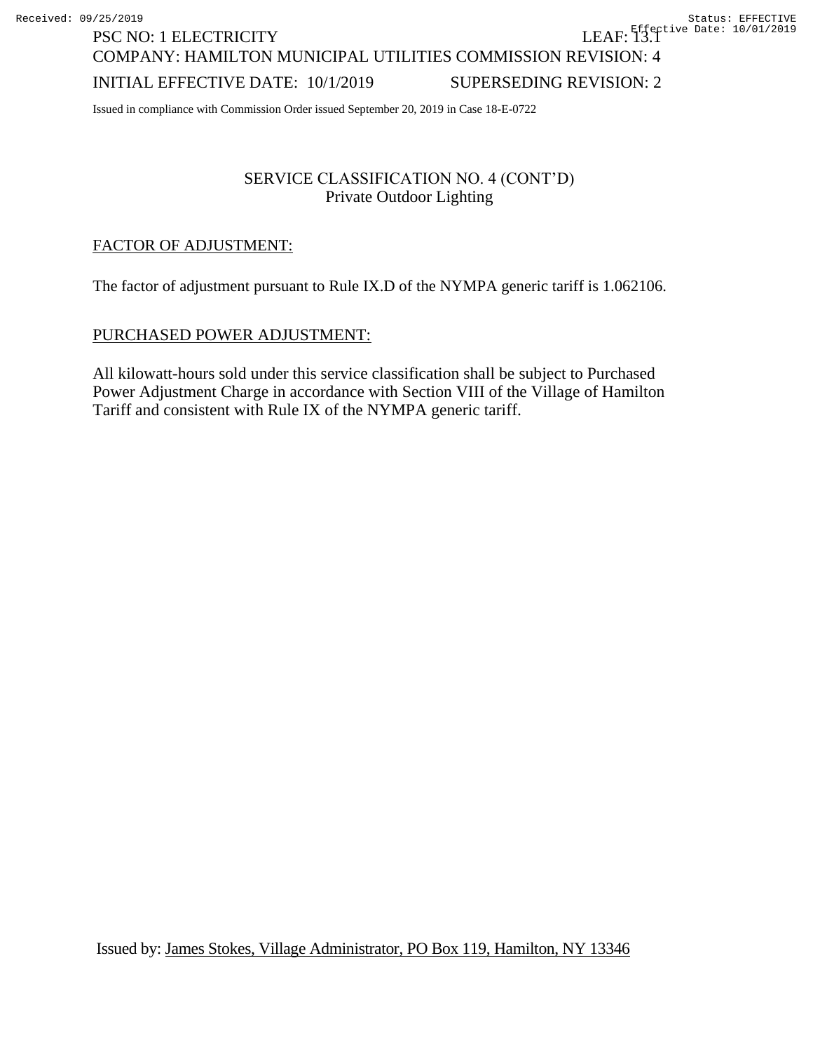PSC NO: 1 ELECTRICITY LEAF: 13.1
COMPANY: HAMILTON MUNICIPAL UTILITIES COMMISSION REVISION: 4
INITIAL EFFECTIVE DATE: 10/1/2019 SUPERSEDING REVISION: 2

Issued in compliance with Commission Order issued September 20, 2019 in Case 18-E-0722

## SERVICE CLASSIFICATION NO. 4 (CONT'D)
Private Outdoor Lighting

### FACTOR OF ADJUSTMENT:

The factor of adjustment pursuant to Rule IX.D of the NYMPA generic tariff is 1.062106.

### PURCHASED POWER ADJUSTMENT:

All kilowatt-hours sold under this service classification shall be subject to Purchased Power Adjustment Charge in accordance with Section VIII of the Village of Hamilton Tariff and consistent with Rule IX of the NYMPA generic tariff.

Issued by: James Stokes, Village Administrator, PO Box 119, Hamilton, NY 13346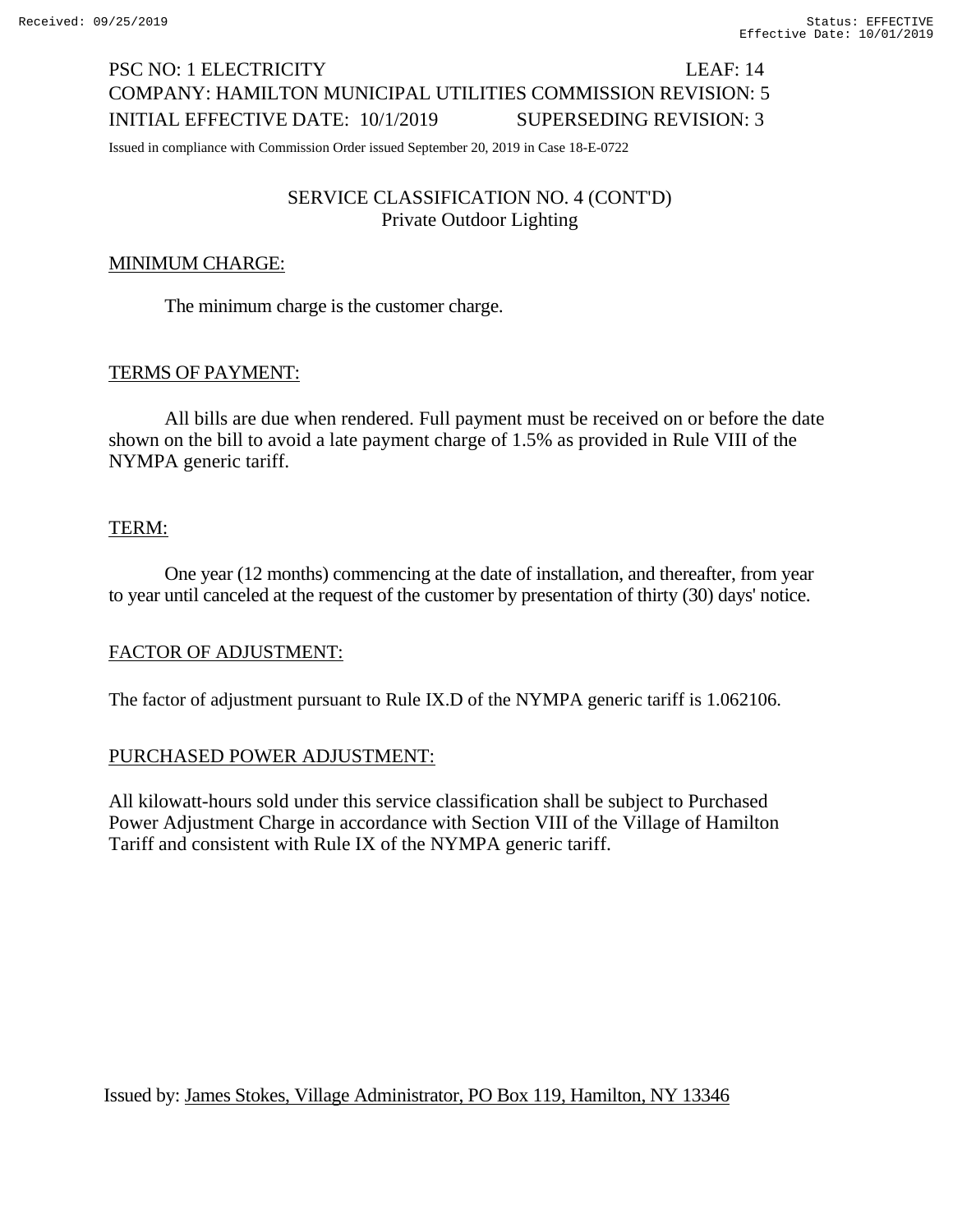PSC NO: 1 ELECTRICITY LEAF: 14
COMPANY: HAMILTON MUNICIPAL UTILITIES COMMISSION REVISION: 5
INITIAL EFFECTIVE DATE: 10/1/2019 SUPERSEDING REVISION: 3

Issued in compliance with Commission Order issued September 20, 2019 in Case 18-E-0722

## SERVICE CLASSIFICATION NO. 4 (CONT'D)
Private Outdoor Lighting

### MINIMUM CHARGE:

The minimum charge is the customer charge.

### TERMS OF PAYMENT:

All bills are due when rendered. Full payment must be received on or before the date shown on the bill to avoid a late payment charge of 1.5% as provided in Rule VIII of the NYMPA generic tariff.

### TERM:

One year (12 months) commencing at the date of installation, and thereafter, from year to year until canceled at the request of the customer by presentation of thirty (30) days' notice.

### FACTOR OF ADJUSTMENT:

The factor of adjustment pursuant to Rule IX.D of the NYMPA generic tariff is 1.062106.

### PURCHASED POWER ADJUSTMENT:

All kilowatt-hours sold under this service classification shall be subject to Purchased Power Adjustment Charge in accordance with Section VIII of the Village of Hamilton Tariff and consistent with Rule IX of the NYMPA generic tariff.

Issued by: James Stokes, Village Administrator, PO Box 119, Hamilton, NY 13346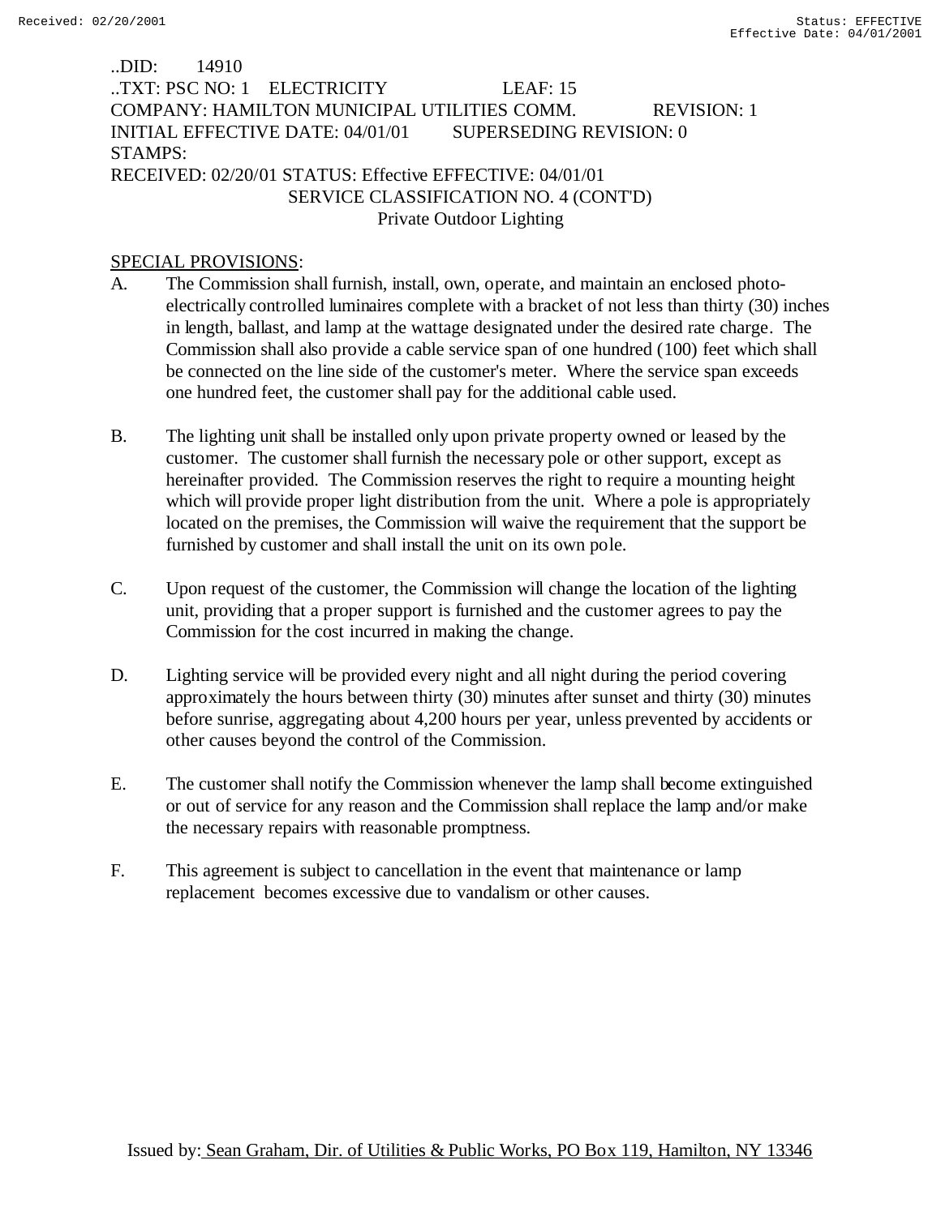..DID: 14910
..TXT: PSC NO: 1 ELECTRICITY LEAF: 15
COMPANY: HAMILTON MUNICIPAL UTILITIES COMM. REVISION: 1
INITIAL EFFECTIVE DATE: 04/01/01 SUPERSEDING REVISION: 0
STAMPS:
RECEIVED: 02/20/01 STATUS: Effective EFFECTIVE: 04/01/01

SERVICE CLASSIFICATION NO. 4 (CONT'D)
Private Outdoor Lighting

SPECIAL PROVISIONS:

A. The Commission shall furnish, install, own, operate, and maintain an enclosed photo-electrically controlled luminaires complete with a bracket of not less than thirty (30) inches in length, ballast, and lamp at the wattage designated under the desired rate charge. The Commission shall also provide a cable service span of one hundred (100) feet which shall be connected on the line side of the customer's meter. Where the service span exceeds one hundred feet, the customer shall pay for the additional cable used.

B. The lighting unit shall be installed only upon private property owned or leased by the customer. The customer shall furnish the necessary pole or other support, except as hereinafter provided. The Commission reserves the right to require a mounting height which will provide proper light distribution from the unit. Where a pole is appropriately located on the premises, the Commission will waive the requirement that the support be furnished by customer and shall install the unit on its own pole.

C. Upon request of the customer, the Commission will change the location of the lighting unit, providing that a proper support is furnished and the customer agrees to pay the Commission for the cost incurred in making the change.

D. Lighting service will be provided every night and all night during the period covering approximately the hours between thirty (30) minutes after sunset and thirty (30) minutes before sunrise, aggregating about 4,200 hours per year, unless prevented by accidents or other causes beyond the control of the Commission.

E. The customer shall notify the Commission whenever the lamp shall become extinguished or out of service for any reason and the Commission shall replace the lamp and/or make the necessary repairs with reasonable promptness.

F. This agreement is subject to cancellation in the event that maintenance or lamp replacement becomes excessive due to vandalism or other causes.

Issued by: Sean Graham, Dir. of Utilities & Public Works, PO Box 119, Hamilton, NY 13346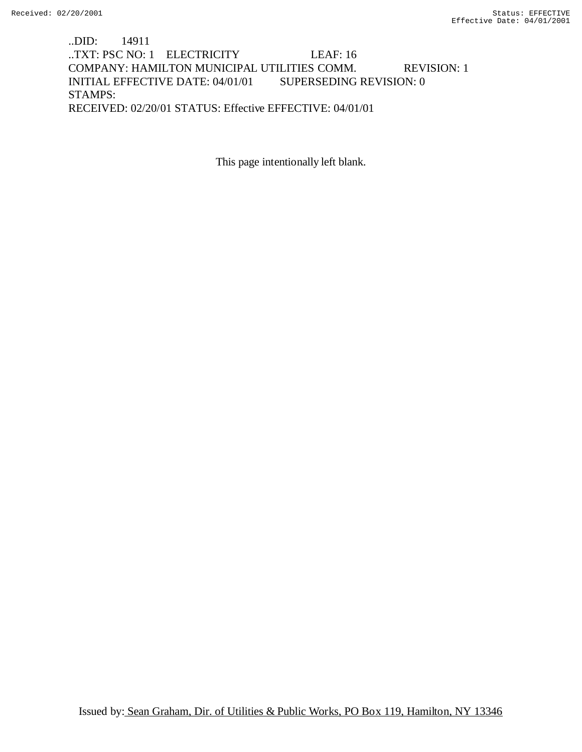..DID: 14911
..TXT: PSC NO: 1 ELECTRICITY LEAF: 16
COMPANY: HAMILTON MUNICIPAL UTILITIES COMM. REVISION: 1
INITIAL EFFECTIVE DATE: 04/01/01 SUPERSEDING REVISION: 0
STAMPS:
RECEIVED: 02/20/01 STATUS: Effective EFFECTIVE: 04/01/01

This page intentionally left blank.

Issued by: Sean Graham, Dir. of Utilities & Public Works, PO Box 119, Hamilton, NY 13346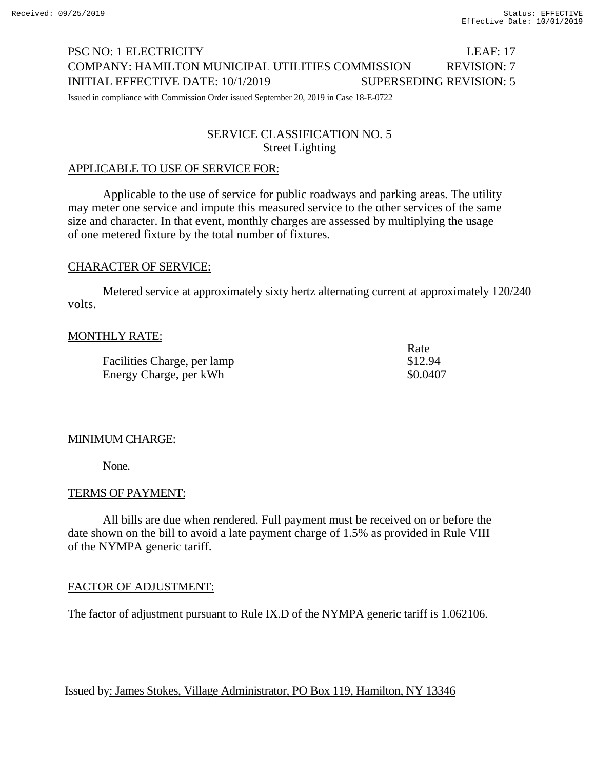PSC NO: 1 ELECTRICITY LEAF: 17
COMPANY: HAMILTON MUNICIPAL UTILITIES COMMISSION REVISION: 7
INITIAL EFFECTIVE DATE: 10/1/2019 SUPERSEDING REVISION: 5

Issued in compliance with Commission Order issued September 20, 2019 in Case 18-E-0722

## SERVICE CLASSIFICATION NO. 5
### Street Lighting

APPLICABLE TO USE OF SERVICE FOR:

Applicable to the use of service for public roadways and parking areas. The utility may meter one service and impute this measured service to the other services of the same size and character. In that event, monthly charges are assessed by multiplying the usage of one metered fixture by the total number of fixtures.

CHARACTER OF SERVICE:

Metered service at approximately sixty hertz alternating current at approximately 120/240 volts.

MONTHLY RATE:

| | Rate |
|---|---|
| Facilities Charge, per lamp | $12.94 |
| Energy Charge, per kWh | $0.0407 |

MINIMUM CHARGE:

None.

TERMS OF PAYMENT:

All bills are due when rendered. Full payment must be received on or before the date shown on the bill to avoid a late payment charge of 1.5% as provided in Rule VIII of the NYMPA generic tariff.

FACTOR OF ADJUSTMENT:

The factor of adjustment pursuant to Rule IX.D of the NYMPA generic tariff is 1.062106.

Issued by: James Stokes, Village Administrator, PO Box 119, Hamilton, NY 13346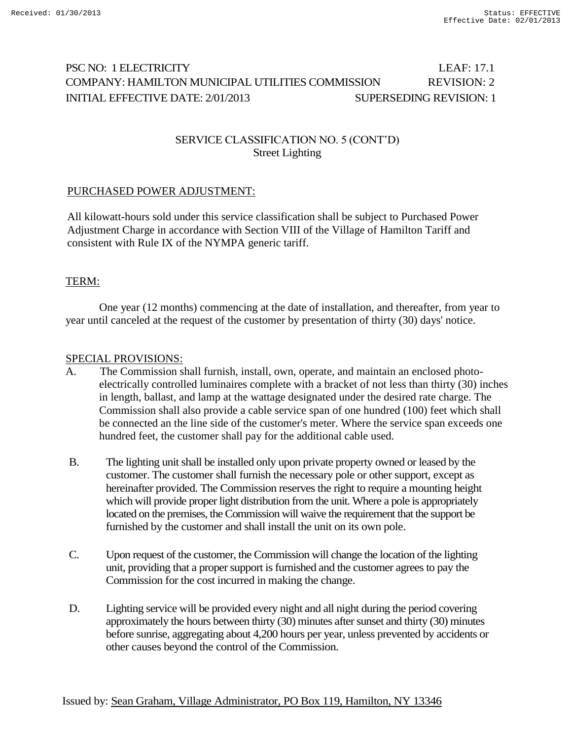PSC NO: 1 ELECTRICITY LEAF: 17.1
COMPANY: HAMILTON MUNICIPAL UTILITIES COMMISSION REVISION: 2
INITIAL EFFECTIVE DATE: 2/01/2013 SUPERSEDING REVISION: 1

SERVICE CLASSIFICATION NO. 5 (CONT'D)
Street Lighting

PURCHASED POWER ADJUSTMENT:

All kilowatt-hours sold under this service classification shall be subject to Purchased Power Adjustment Charge in accordance with Section VIII of the Village of Hamilton Tariff and consistent with Rule IX of the NYMPA generic tariff.

TERM:

One year (12 months) commencing at the date of installation, and thereafter, from year to year until canceled at the request of the customer by presentation of thirty (30) days' notice.

SPECIAL PROVISIONS:

A. The Commission shall furnish, install, own, operate, and maintain an enclosed photo-electrically controlled luminaires complete with a bracket of not less than thirty (30) inches in length, ballast, and lamp at the wattage designated under the desired rate charge. The Commission shall also provide a cable service span of one hundred (100) feet which shall be connected an the line side of the customer's meter. Where the service span exceeds one hundred feet, the customer shall pay for the additional cable used.

B. The lighting unit shall be installed only upon private property owned or leased by the customer. The customer shall furnish the necessary pole or other support, except as hereinafter provided. The Commission reserves the right to require a mounting height which will provide proper light distribution from the unit. Where a pole is appropriately located on the premises, the Commission will waive the requirement that the support be furnished by the customer and shall install the unit on its own pole.

C. Upon request of the customer, the Commission will change the location of the lighting unit, providing that a proper support is furnished and the customer agrees to pay the Commission for the cost incurred in making the change.

D. Lighting service will be provided every night and all night during the period covering approximately the hours between thirty (30) minutes after sunset and thirty (30) minutes before sunrise, aggregating about 4,200 hours per year, unless prevented by accidents or other causes beyond the control of the Commission.

Issued by: Sean Graham, Village Administrator, PO Box 119, Hamilton, NY 13346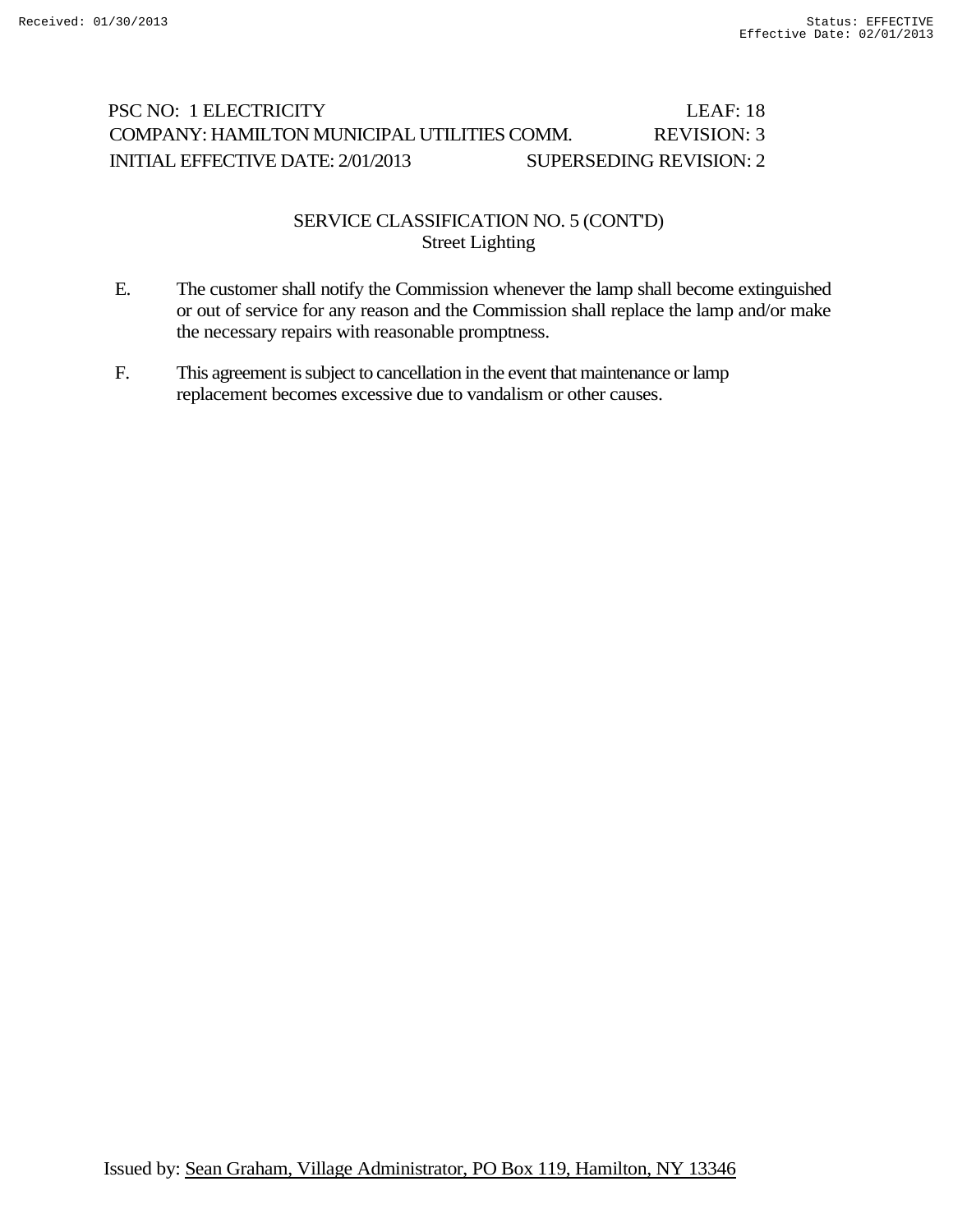PSC NO: 1 ELECTRICITY LEAF: 18
COMPANY: HAMILTON MUNICIPAL UTILITIES COMM. REVISION: 3
INITIAL EFFECTIVE DATE: 2/01/2013 SUPERSEDING REVISION: 2

## SERVICE CLASSIFICATION NO. 5 (CONT'D)
### Street Lighting

E. The customer shall notify the Commission whenever the lamp shall become extinguished or out of service for any reason and the Commission shall replace the lamp and/or make the necessary repairs with reasonable promptness.

F. This agreement is subject to cancellation in the event that maintenance or lamp replacement becomes excessive due to vandalism or other causes.

Issued by: Sean Graham, Village Administrator, PO Box 119, Hamilton, NY 13346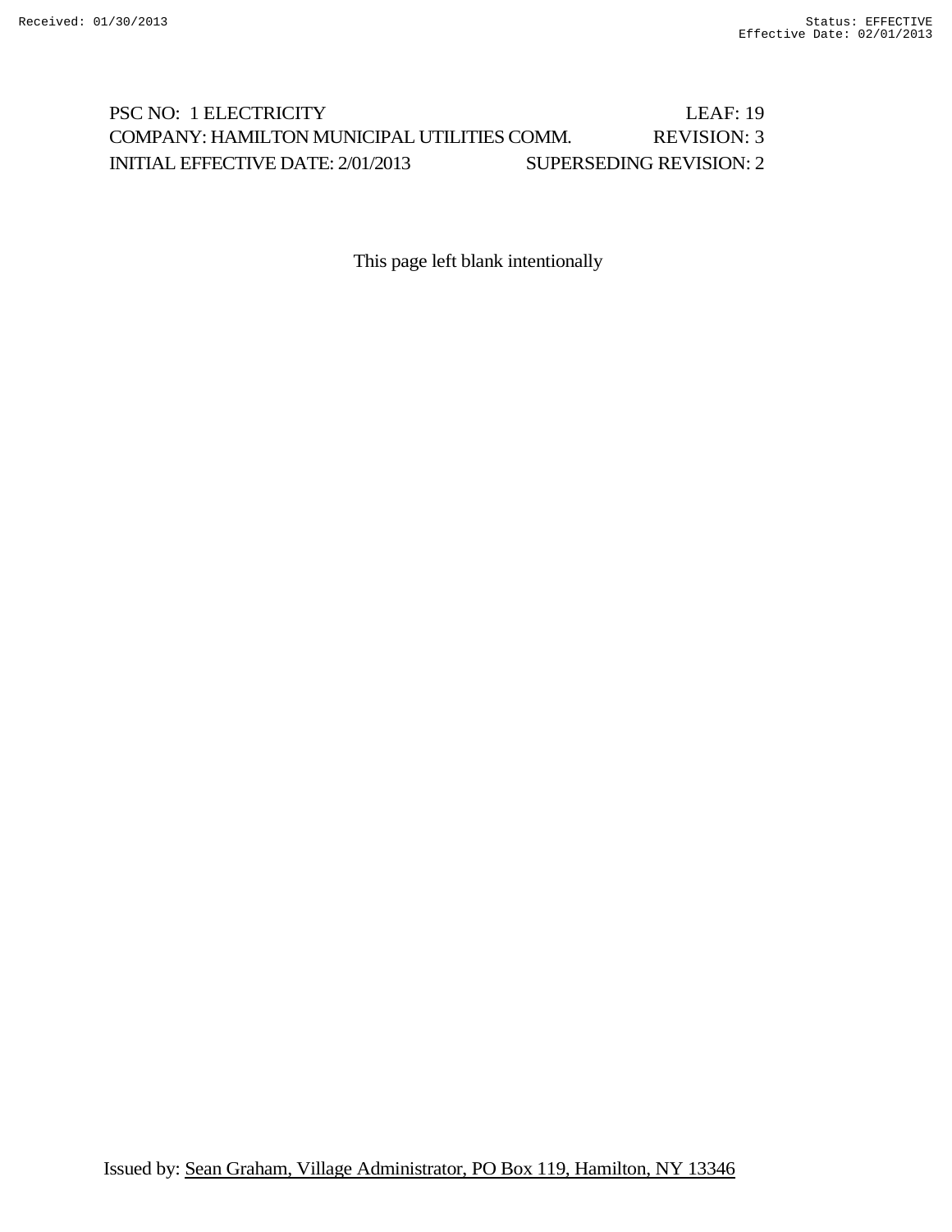PSC NO: 1 ELECTRICITY LEAF: 19
COMPANY: HAMILTON MUNICIPAL UTILITIES COMM. REVISION: 3
INITIAL EFFECTIVE DATE: 2/01/2013 SUPERSEDING REVISION: 2

This page left blank intentionally

Issued by: Sean Graham, Village Administrator, PO Box 119, Hamilton, NY 13346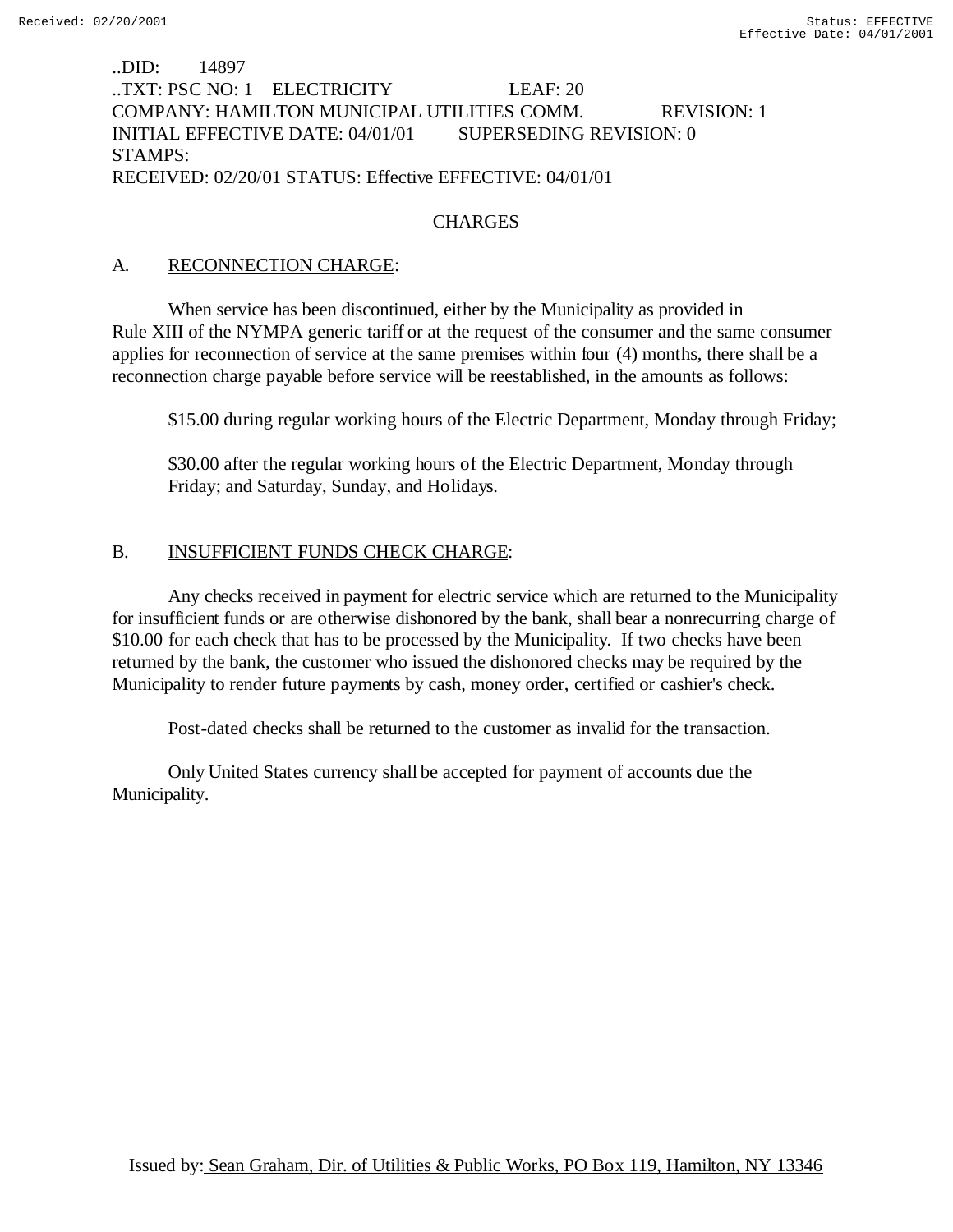..DID: 14897
..TXT: PSC NO: 1 ELECTRICITY LEAF: 20
COMPANY: HAMILTON MUNICIPAL UTILITIES COMM. REVISION: 1
INITIAL EFFECTIVE DATE: 04/01/01 SUPERSEDING REVISION: 0
STAMPS:
RECEIVED: 02/20/01 STATUS: Effective EFFECTIVE: 04/01/01

CHARGES

A. RECONNECTION CHARGE:

When service has been discontinued, either by the Municipality as provided in Rule XIII of the NYMPA generic tariff or at the request of the consumer and the same consumer applies for reconnection of service at the same premises within four (4) months, there shall be a reconnection charge payable before service will be reestablished, in the amounts as follows:

$15.00 during regular working hours of the Electric Department, Monday through Friday;

$30.00 after the regular working hours of the Electric Department, Monday through Friday; and Saturday, Sunday, and Holidays.

B. INSUFFICIENT FUNDS CHECK CHARGE:

Any checks received in payment for electric service which are returned to the Municipality for insufficient funds or are otherwise dishonored by the bank, shall bear a nonrecurring charge of $10.00 for each check that has to be processed by the Municipality. If two checks have been returned by the bank, the customer who issued the dishonored checks may be required by the Municipality to render future payments by cash, money order, certified or cashier's check.

Post-dated checks shall be returned to the customer as invalid for the transaction.

Only United States currency shall be accepted for payment of accounts due the Municipality.

Issued by: Sean Graham, Dir. of Utilities & Public Works, PO Box 119, Hamilton, NY 13346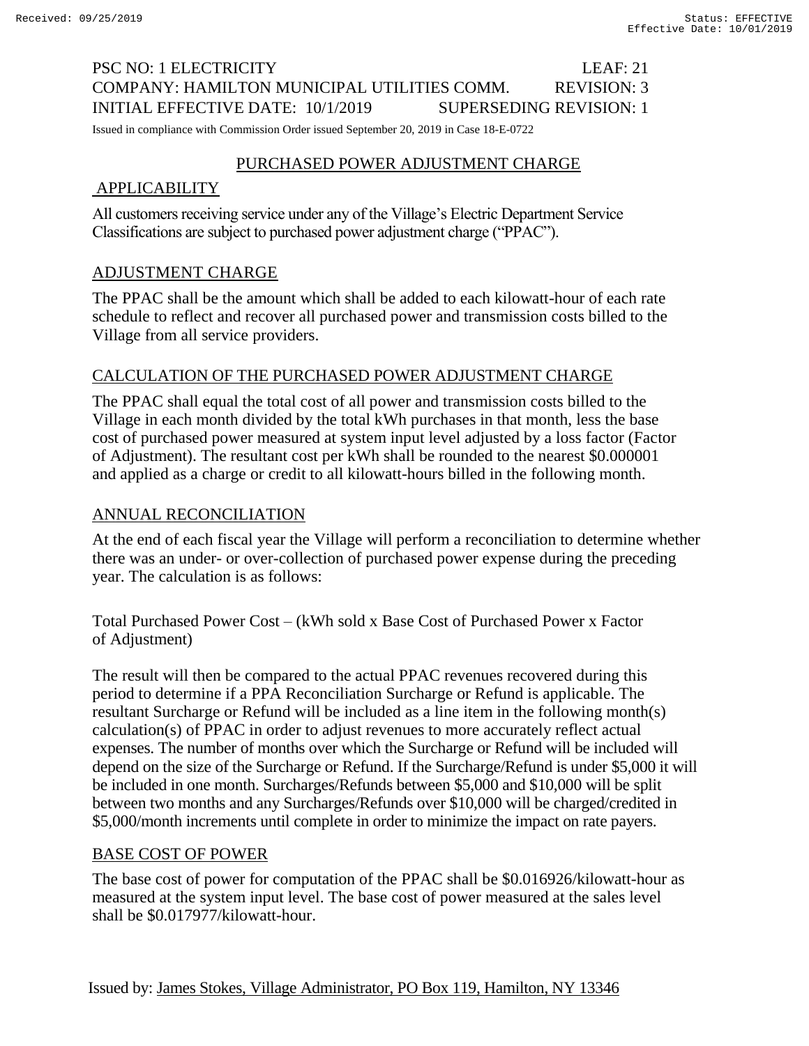Received: 09/25/2019 Status: EFFECTIVE
Effective Date: 10/01/2019

PSC NO: 1 ELECTRICITY LEAF: 21
COMPANY: HAMILTON MUNICIPAL UTILITIES COMM. REVISION: 3
INITIAL EFFECTIVE DATE: 10/1/2019 SUPERSEDING REVISION: 1
Issued in compliance with Commission Order issued September 20, 2019 in Case 18-E-0722

## PURCHASED POWER ADJUSTMENT CHARGE

### APPLICABILITY

All customers receiving service under any of the Village's Electric Department Service Classifications are subject to purchased power adjustment charge ("PPAC").

### ADJUSTMENT CHARGE

The PPAC shall be the amount which shall be added to each kilowatt-hour of each rate schedule to reflect and recover all purchased power and transmission costs billed to the Village from all service providers.

### CALCULATION OF THE PURCHASED POWER ADJUSTMENT CHARGE

The PPAC shall equal the total cost of all power and transmission costs billed to the Village in each month divided by the total kWh purchases in that month, less the base cost of purchased power measured at system input level adjusted by a loss factor (Factor of Adjustment). The resultant cost per kWh shall be rounded to the nearest $0.000001 and applied as a charge or credit to all kilowatt-hours billed in the following month.

### ANNUAL RECONCILIATION

At the end of each fiscal year the Village will perform a reconciliation to determine whether there was an under- or over-collection of purchased power expense during the preceding year. The calculation is as follows:

Total Purchased Power Cost – (kWh sold x Base Cost of Purchased Power x Factor of Adjustment)

The result will then be compared to the actual PPAC revenues recovered during this period to determine if a PPA Reconciliation Surcharge or Refund is applicable. The resultant Surcharge or Refund will be included as a line item in the following month(s) calculation(s) of PPAC in order to adjust revenues to more accurately reflect actual expenses. The number of months over which the Surcharge or Refund will be included will depend on the size of the Surcharge or Refund. If the Surcharge/Refund is under $5,000 it will be included in one month. Surcharges/Refunds between $5,000 and $10,000 will be split between two months and any Surcharges/Refunds over $10,000 will be charged/credited in $5,000/month increments until complete in order to minimize the impact on rate payers.

### BASE COST OF POWER

The base cost of power for computation of the PPAC shall be $0.016926/kilowatt-hour as measured at the system input level. The base cost of power measured at the sales level shall be $0.017977/kilowatt-hour.

Issued by: James Stokes, Village Administrator, PO Box 119, Hamilton, NY 13346